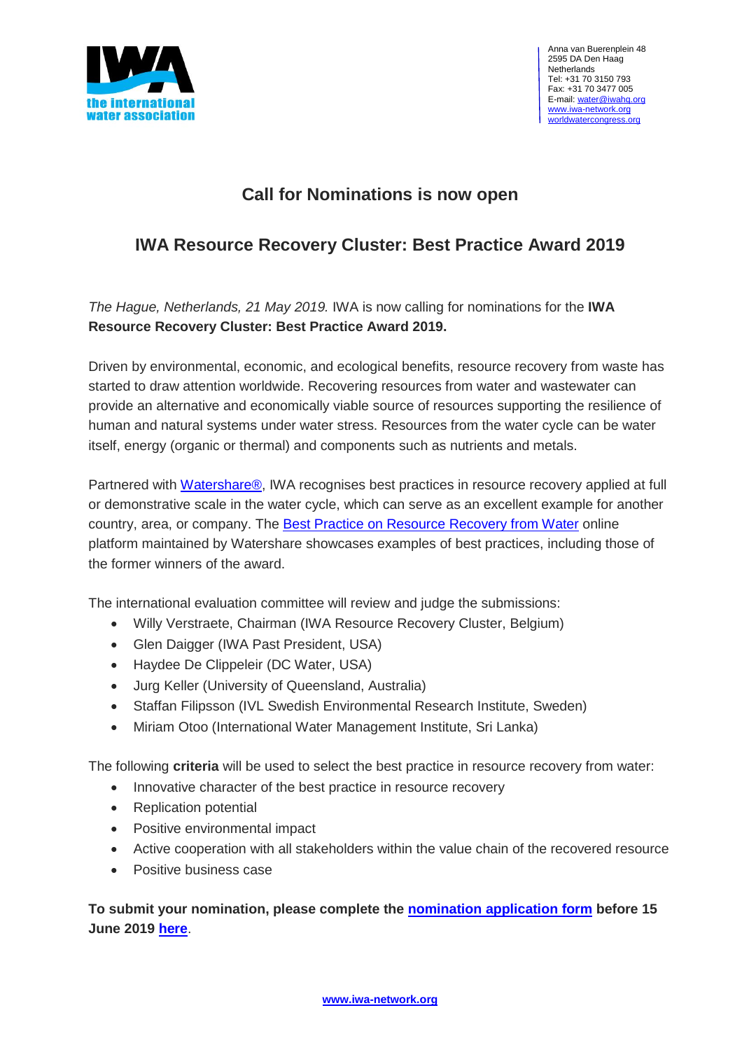Anna van Buerenplein 48
2595 DA Den Haag
Netherlands
Tel: +31 70 3150 793
Fax: +31 70 3477 005
E-mail: water@iwahq.org
www.iwa-network.org
worldwatercongress.org

## Call for Nominations is now open

## IWA Resource Recovery Cluster: Best Practice Award 2019

*The Hague, Netherlands, 21 May 2019.* IWA is now calling for nominations for the **IWA Resource Recovery Cluster: Best Practice Award 2019.**

Driven by environmental, economic, and ecological benefits, resource recovery from waste has started to draw attention worldwide. Recovering resources from water and wastewater can provide an alternative and economically viable source of resources supporting the resilience of human and natural systems under water stress. Resources from the water cycle can be water itself, energy (organic or thermal) and components such as nutrients and metals.

Partnered with Watershare®, IWA recognises best practices in resource recovery applied at full or demonstrative scale in the water cycle, which can serve as an excellent example for another country, area, or company. The Best Practice on Resource Recovery from Water online platform maintained by Watershare showcases examples of best practices, including those of the former winners of the award.

The international evaluation committee will review and judge the submissions:

- Willy Verstraete, Chairman (IWA Resource Recovery Cluster, Belgium)
- Glen Daigger (IWA Past President, USA)
- Haydee De Clippeleir (DC Water, USA)
- Jurg Keller (University of Queensland, Australia)
- Staffan Filipsson (IVL Swedish Environmental Research Institute, Sweden)
- Miriam Otoo (International Water Management Institute, Sri Lanka)

The following **criteria** will be used to select the best practice in resource recovery from water:

- Innovative character of the best practice in resource recovery
- Replication potential
- Positive environmental impact
- Active cooperation with all stakeholders within the value chain of the recovered resource
- Positive business case

**To submit your nomination, please complete the nomination application form before 15 June 2019 here.**

www.iwa-network.org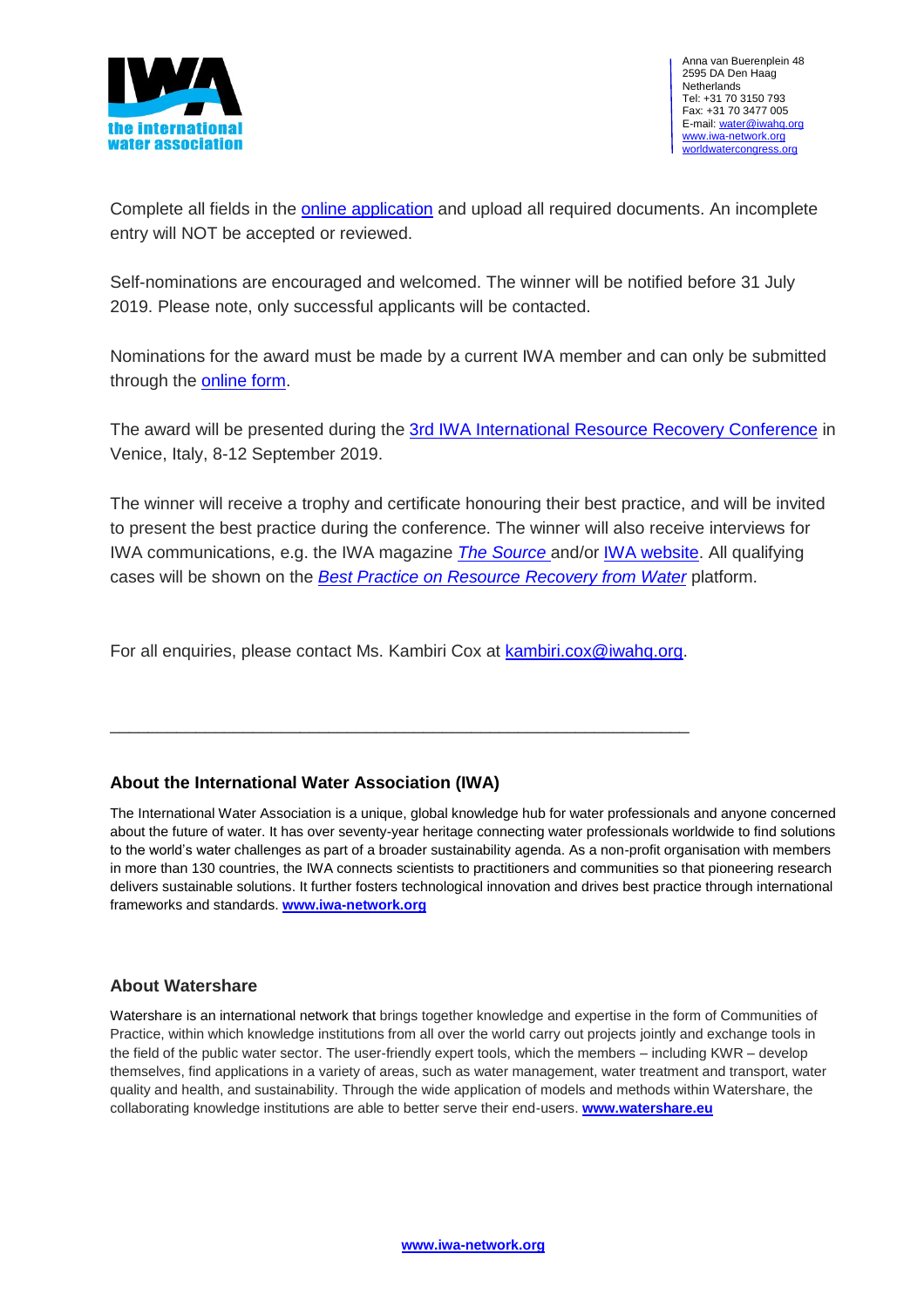Complete all fields in the online application and upload all required documents. An incomplete entry will NOT be accepted or reviewed.

Self-nominations are encouraged and welcomed. The winner will be notified before 31 July 2019. Please note, only successful applicants will be contacted.

Nominations for the award must be made by a current IWA member and can only be submitted through the online form.

The award will be presented during the 3rd IWA International Resource Recovery Conference in Venice, Italy, 8-12 September 2019.

The winner will receive a trophy and certificate honouring their best practice, and will be invited to present the best practice during the conference. The winner will also receive interviews for IWA communications, e.g. the IWA magazine *The Source* and/or IWA website. All qualifying cases will be shown on the *Best Practice on Resource Recovery from Water* platform.

For all enquiries, please contact Ms. Kambiri Cox at kambiri.cox@iwahq.org.

---

### About the International Water Association (IWA)

The International Water Association is a unique, global knowledge hub for water professionals and anyone concerned about the future of water. It has over seventy-year heritage connecting water professionals worldwide to find solutions to the world's water challenges as part of a broader sustainability agenda. As a non-profit organisation with members in more than 130 countries, the IWA connects scientists to practitioners and communities so that pioneering research delivers sustainable solutions. It further fosters technological innovation and drives best practice through international frameworks and standards. **www.iwa-network.org**

### About Watershare

Watershare is an international network that brings together knowledge and expertise in the form of Communities of Practice, within which knowledge institutions from all over the world carry out projects jointly and exchange tools in the field of the public water sector. The user-friendly expert tools, which the members – including KWR – develop themselves, find applications in a variety of areas, such as water management, water treatment and transport, water quality and health, and sustainability. Through the wide application of models and methods within Watershare, the collaborating knowledge institutions are able to better serve their end-users. **www.watershare.eu**